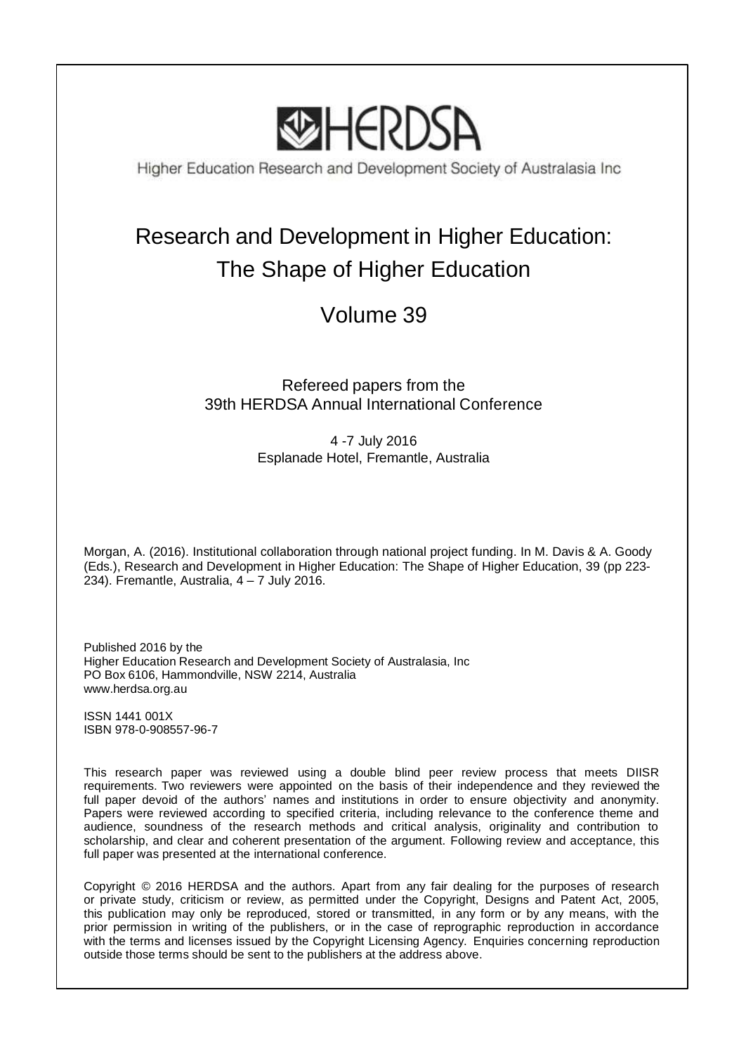# HERDSA

Higher Education Research and Development Society of Australasia Inc

# Research and Development in Higher Education: The Shape of Higher Education

## Volume 39

Refereed papers from the
39th HERDSA Annual International Conference

4 -7 July 2016
Esplanade Hotel, Fremantle, Australia

Morgan, A. (2016). Institutional collaboration through national project funding. In M. Davis & A. Goody (Eds.), Research and Development in Higher Education: The Shape of Higher Education, 39 (pp 223-234). Fremantle, Australia, 4 – 7 July 2016.

Published 2016 by the
Higher Education Research and Development Society of Australasia, Inc
PO Box 6106, Hammondville, NSW 2214, Australia
www.herdsa.org.au

ISSN 1441 001X
ISBN 978-0-908557-96-7

This research paper was reviewed using a double blind peer review process that meets DIISR requirements. Two reviewers were appointed on the basis of their independence and they reviewed the full paper devoid of the authors' names and institutions in order to ensure objectivity and anonymity. Papers were reviewed according to specified criteria, including relevance to the conference theme and audience, soundness of the research methods and critical analysis, originality and contribution to scholarship, and clear and coherent presentation of the argument. Following review and acceptance, this full paper was presented at the international conference.

Copyright © 2016 HERDSA and the authors. Apart from any fair dealing for the purposes of research or private study, criticism or review, as permitted under the Copyright, Designs and Patent Act, 2005, this publication may only be reproduced, stored or transmitted, in any form or by any means, with the prior permission in writing of the publishers, or in the case of reprographic reproduction in accordance with the terms and licenses issued by the Copyright Licensing Agency. Enquiries concerning reproduction outside those terms should be sent to the publishers at the address above.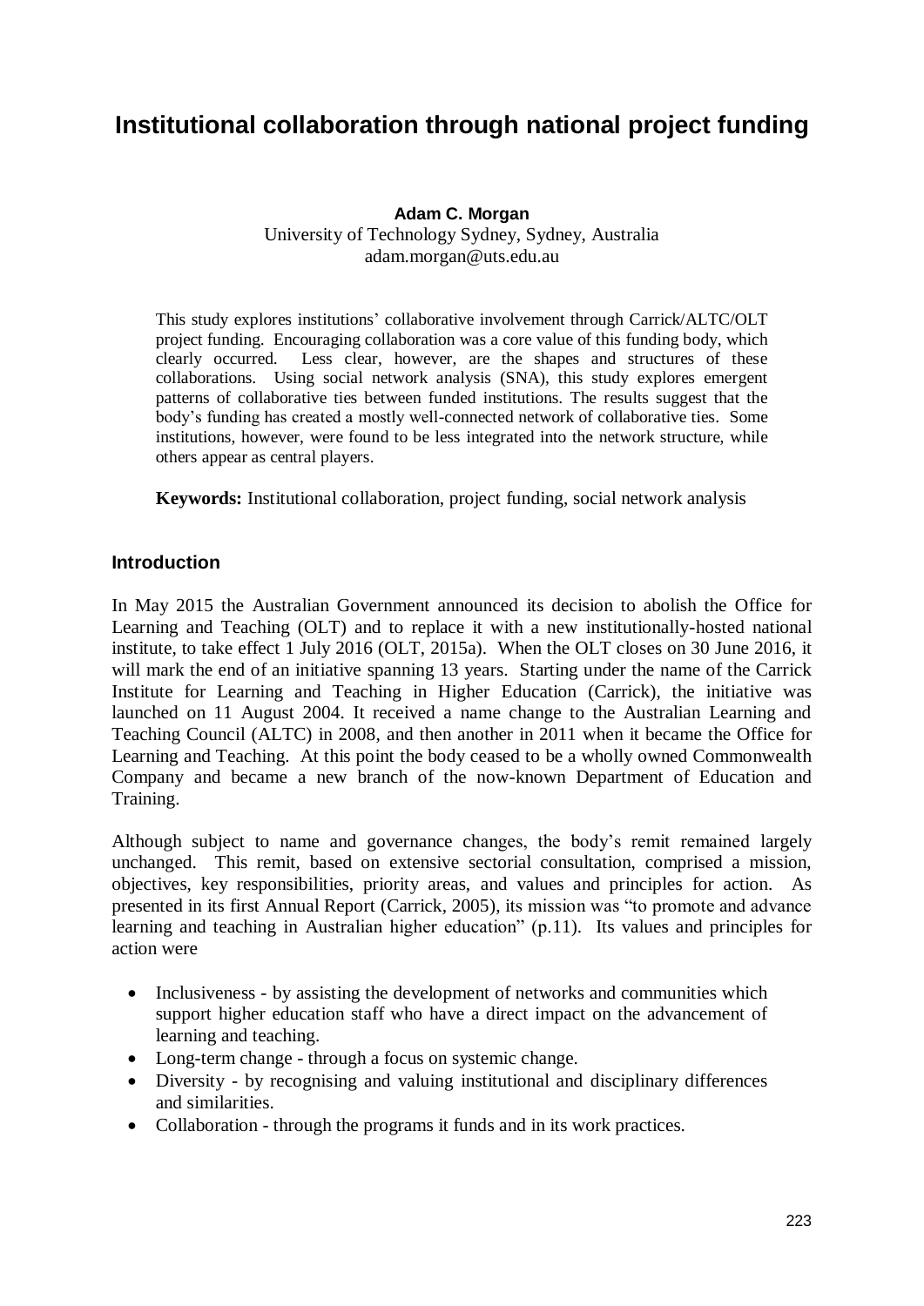# Institutional collaboration through national project funding

**Adam C. Morgan**
University of Technology Sydney, Sydney, Australia
adam.morgan@uts.edu.au

This study explores institutions' collaborative involvement through Carrick/ALTC/OLT project funding. Encouraging collaboration was a core value of this funding body, which clearly occurred. Less clear, however, are the shapes and structures of these collaborations. Using social network analysis (SNA), this study explores emergent patterns of collaborative ties between funded institutions. The results suggest that the body's funding has created a mostly well-connected network of collaborative ties. Some institutions, however, were found to be less integrated into the network structure, while others appear as central players.

**Keywords:** Institutional collaboration, project funding, social network analysis

## Introduction

In May 2015 the Australian Government announced its decision to abolish the Office for Learning and Teaching (OLT) and to replace it with a new institutionally-hosted national institute, to take effect 1 July 2016 (OLT, 2015a). When the OLT closes on 30 June 2016, it will mark the end of an initiative spanning 13 years. Starting under the name of the Carrick Institute for Learning and Teaching in Higher Education (Carrick), the initiative was launched on 11 August 2004. It received a name change to the Australian Learning and Teaching Council (ALTC) in 2008, and then another in 2011 when it became the Office for Learning and Teaching. At this point the body ceased to be a wholly owned Commonwealth Company and became a new branch of the now-known Department of Education and Training.

Although subject to name and governance changes, the body's remit remained largely unchanged. This remit, based on extensive sectorial consultation, comprised a mission, objectives, key responsibilities, priority areas, and values and principles for action. As presented in its first Annual Report (Carrick, 2005), its mission was "to promote and advance learning and teaching in Australian higher education" (p.11). Its values and principles for action were

- Inclusiveness - by assisting the development of networks and communities which support higher education staff who have a direct impact on the advancement of learning and teaching.
- Long-term change - through a focus on systemic change.
- Diversity - by recognising and valuing institutional and disciplinary differences and similarities.
- Collaboration - through the programs it funds and in its work practices.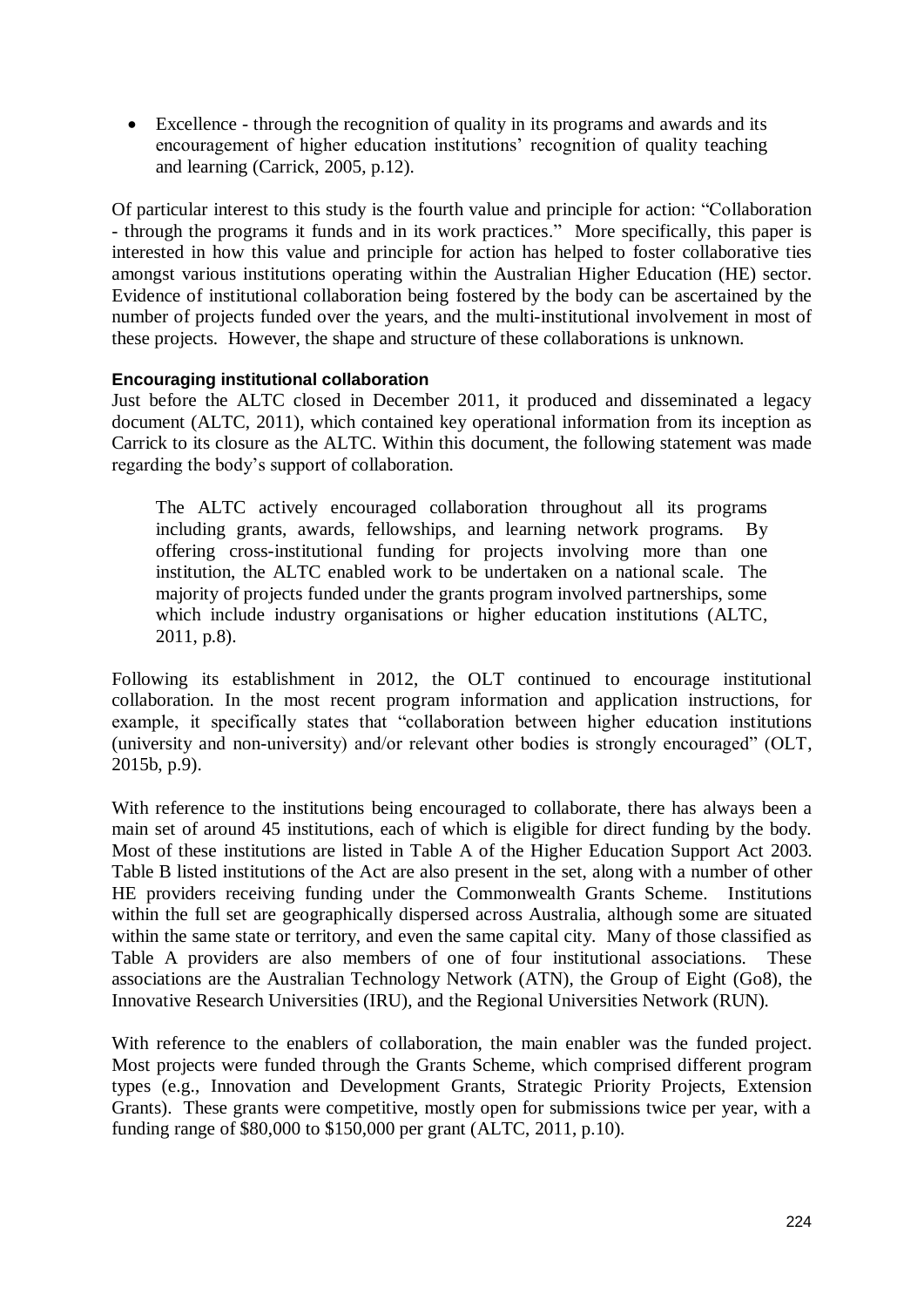- Excellence - through the recognition of quality in its programs and awards and its encouragement of higher education institutions' recognition of quality teaching and learning (Carrick, 2005, p.12).

Of particular interest to this study is the fourth value and principle for action: "Collaboration - through the programs it funds and in its work practices." More specifically, this paper is interested in how this value and principle for action has helped to foster collaborative ties amongst various institutions operating within the Australian Higher Education (HE) sector. Evidence of institutional collaboration being fostered by the body can be ascertained by the number of projects funded over the years, and the multi-institutional involvement in most of these projects. However, the shape and structure of these collaborations is unknown.

#### Encouraging institutional collaboration

Just before the ALTC closed in December 2011, it produced and disseminated a legacy document (ALTC, 2011), which contained key operational information from its inception as Carrick to its closure as the ALTC. Within this document, the following statement was made regarding the body's support of collaboration.

> The ALTC actively encouraged collaboration throughout all its programs including grants, awards, fellowships, and learning network programs. By offering cross-institutional funding for projects involving more than one institution, the ALTC enabled work to be undertaken on a national scale. The majority of projects funded under the grants program involved partnerships, some which include industry organisations or higher education institutions (ALTC, 2011, p.8).

Following its establishment in 2012, the OLT continued to encourage institutional collaboration. In the most recent program information and application instructions, for example, it specifically states that "collaboration between higher education institutions (university and non-university) and/or relevant other bodies is strongly encouraged" (OLT, 2015b, p.9).

With reference to the institutions being encouraged to collaborate, there has always been a main set of around 45 institutions, each of which is eligible for direct funding by the body. Most of these institutions are listed in Table A of the Higher Education Support Act 2003. Table B listed institutions of the Act are also present in the set, along with a number of other HE providers receiving funding under the Commonwealth Grants Scheme. Institutions within the full set are geographically dispersed across Australia, although some are situated within the same state or territory, and even the same capital city. Many of those classified as Table A providers are also members of one of four institutional associations. These associations are the Australian Technology Network (ATN), the Group of Eight (Go8), the Innovative Research Universities (IRU), and the Regional Universities Network (RUN).

With reference to the enablers of collaboration, the main enabler was the funded project. Most projects were funded through the Grants Scheme, which comprised different program types (e.g., Innovation and Development Grants, Strategic Priority Projects, Extension Grants). These grants were competitive, mostly open for submissions twice per year, with a funding range of $80,000 to $150,000 per grant (ALTC, 2011, p.10).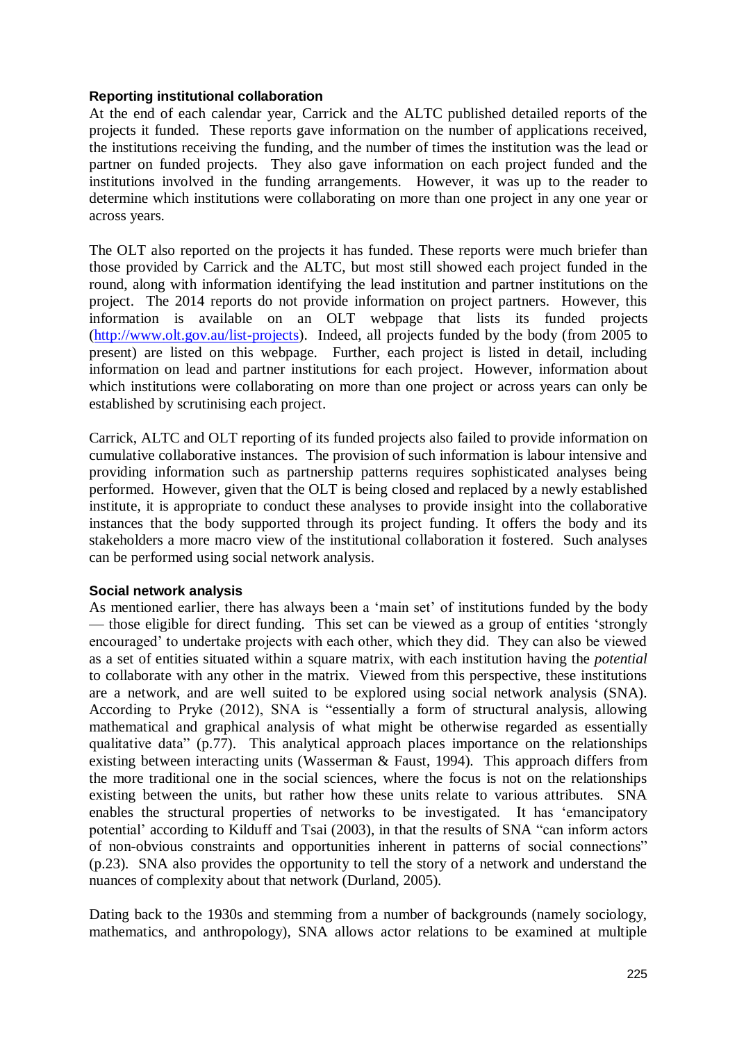### Reporting institutional collaboration

At the end of each calendar year, Carrick and the ALTC published detailed reports of the projects it funded. These reports gave information on the number of applications received, the institutions receiving the funding, and the number of times the institution was the lead or partner on funded projects. They also gave information on each project funded and the institutions involved in the funding arrangements. However, it was up to the reader to determine which institutions were collaborating on more than one project in any one year or across years.

The OLT also reported on the projects it has funded. These reports were much briefer than those provided by Carrick and the ALTC, but most still showed each project funded in the round, along with information identifying the lead institution and partner institutions on the project. The 2014 reports do not provide information on project partners. However, this information is available on an OLT webpage that lists its funded projects (http://www.olt.gov.au/list-projects). Indeed, all projects funded by the body (from 2005 to present) are listed on this webpage. Further, each project is listed in detail, including information on lead and partner institutions for each project. However, information about which institutions were collaborating on more than one project or across years can only be established by scrutinising each project.

Carrick, ALTC and OLT reporting of its funded projects also failed to provide information on cumulative collaborative instances. The provision of such information is labour intensive and providing information such as partnership patterns requires sophisticated analyses being performed. However, given that the OLT is being closed and replaced by a newly established institute, it is appropriate to conduct these analyses to provide insight into the collaborative instances that the body supported through its project funding. It offers the body and its stakeholders a more macro view of the institutional collaboration it fostered. Such analyses can be performed using social network analysis.

### Social network analysis

As mentioned earlier, there has always been a 'main set' of institutions funded by the body — those eligible for direct funding. This set can be viewed as a group of entities 'strongly encouraged' to undertake projects with each other, which they did. They can also be viewed as a set of entities situated within a square matrix, with each institution having the *potential* to collaborate with any other in the matrix. Viewed from this perspective, these institutions are a network, and are well suited to be explored using social network analysis (SNA). According to Pryke (2012), SNA is "essentially a form of structural analysis, allowing mathematical and graphical analysis of what might be otherwise regarded as essentially qualitative data" (p.77). This analytical approach places importance on the relationships existing between interacting units (Wasserman & Faust, 1994). This approach differs from the more traditional one in the social sciences, where the focus is not on the relationships existing between the units, but rather how these units relate to various attributes. SNA enables the structural properties of networks to be investigated. It has 'emancipatory potential' according to Kilduff and Tsai (2003), in that the results of SNA "can inform actors of non-obvious constraints and opportunities inherent in patterns of social connections" (p.23). SNA also provides the opportunity to tell the story of a network and understand the nuances of complexity about that network (Durland, 2005).

Dating back to the 1930s and stemming from a number of backgrounds (namely sociology, mathematics, and anthropology), SNA allows actor relations to be examined at multiple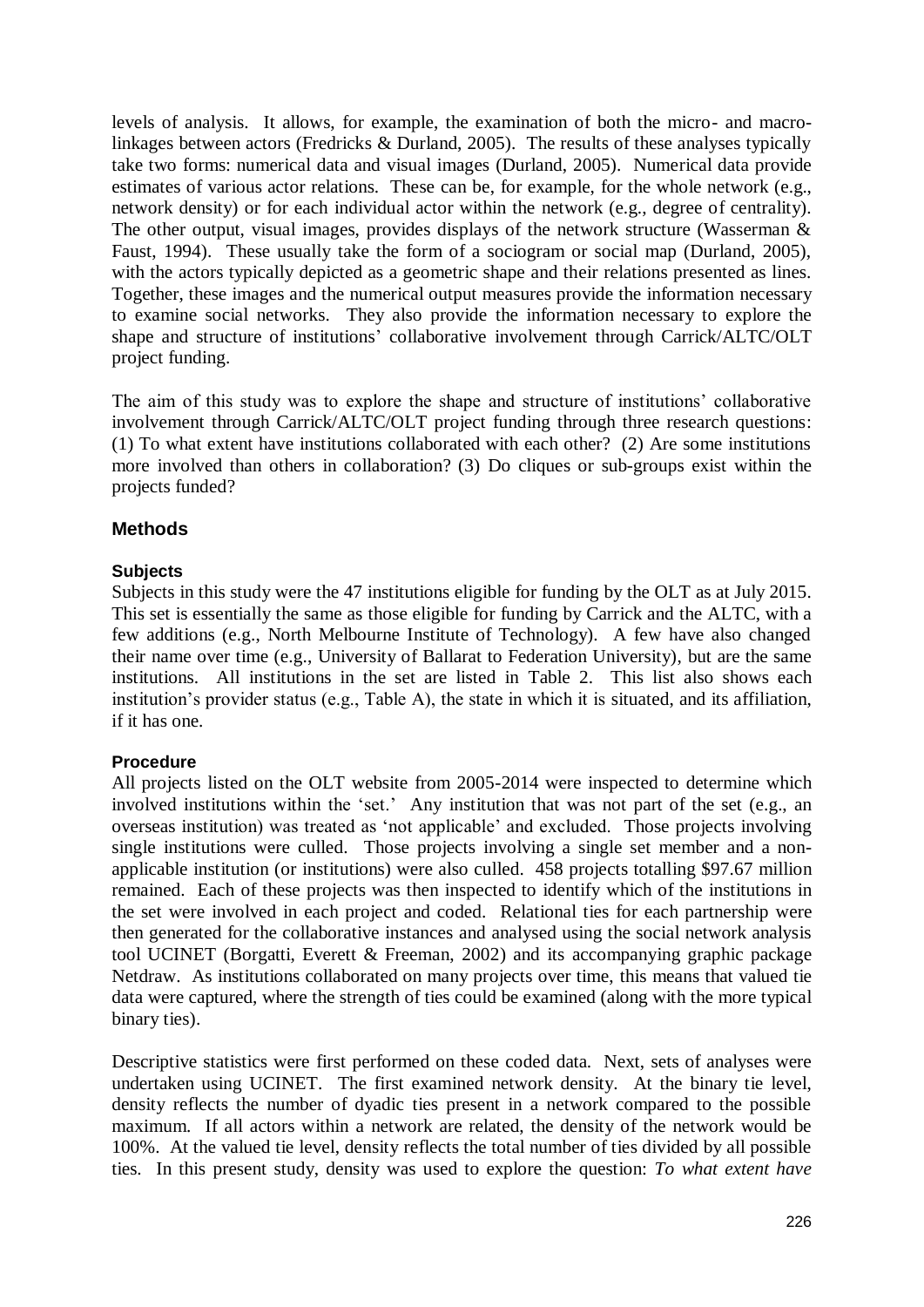levels of analysis. It allows, for example, the examination of both the micro- and macro-linkages between actors (Fredricks & Durland, 2005). The results of these analyses typically take two forms: numerical data and visual images (Durland, 2005). Numerical data provide estimates of various actor relations. These can be, for example, for the whole network (e.g., network density) or for each individual actor within the network (e.g., degree of centrality). The other output, visual images, provides displays of the network structure (Wasserman & Faust, 1994). These usually take the form of a sociogram or social map (Durland, 2005), with the actors typically depicted as a geometric shape and their relations presented as lines. Together, these images and the numerical output measures provide the information necessary to examine social networks. They also provide the information necessary to explore the shape and structure of institutions' collaborative involvement through Carrick/ALTC/OLT project funding.

The aim of this study was to explore the shape and structure of institutions' collaborative involvement through Carrick/ALTC/OLT project funding through three research questions: (1) To what extent have institutions collaborated with each other? (2) Are some institutions more involved than others in collaboration? (3) Do cliques or sub-groups exist within the projects funded?

## Methods

### Subjects

Subjects in this study were the 47 institutions eligible for funding by the OLT as at July 2015. This set is essentially the same as those eligible for funding by Carrick and the ALTC, with a few additions (e.g., North Melbourne Institute of Technology). A few have also changed their name over time (e.g., University of Ballarat to Federation University), but are the same institutions. All institutions in the set are listed in Table 2. This list also shows each institution's provider status (e.g., Table A), the state in which it is situated, and its affiliation, if it has one.

### Procedure

All projects listed on the OLT website from 2005-2014 were inspected to determine which involved institutions within the 'set.' Any institution that was not part of the set (e.g., an overseas institution) was treated as 'not applicable' and excluded. Those projects involving single institutions were culled. Those projects involving a single set member and a non-applicable institution (or institutions) were also culled. 458 projects totalling $97.67 million remained. Each of these projects was then inspected to identify which of the institutions in the set were involved in each project and coded. Relational ties for each partnership were then generated for the collaborative instances and analysed using the social network analysis tool UCINET (Borgatti, Everett & Freeman, 2002) and its accompanying graphic package Netdraw. As institutions collaborated on many projects over time, this means that valued tie data were captured, where the strength of ties could be examined (along with the more typical binary ties).

Descriptive statistics were first performed on these coded data. Next, sets of analyses were undertaken using UCINET. The first examined network density. At the binary tie level, density reflects the number of dyadic ties present in a network compared to the possible maximum. If all actors within a network are related, the density of the network would be 100%. At the valued tie level, density reflects the total number of ties divided by all possible ties. In this present study, density was used to explore the question: *To what extent have*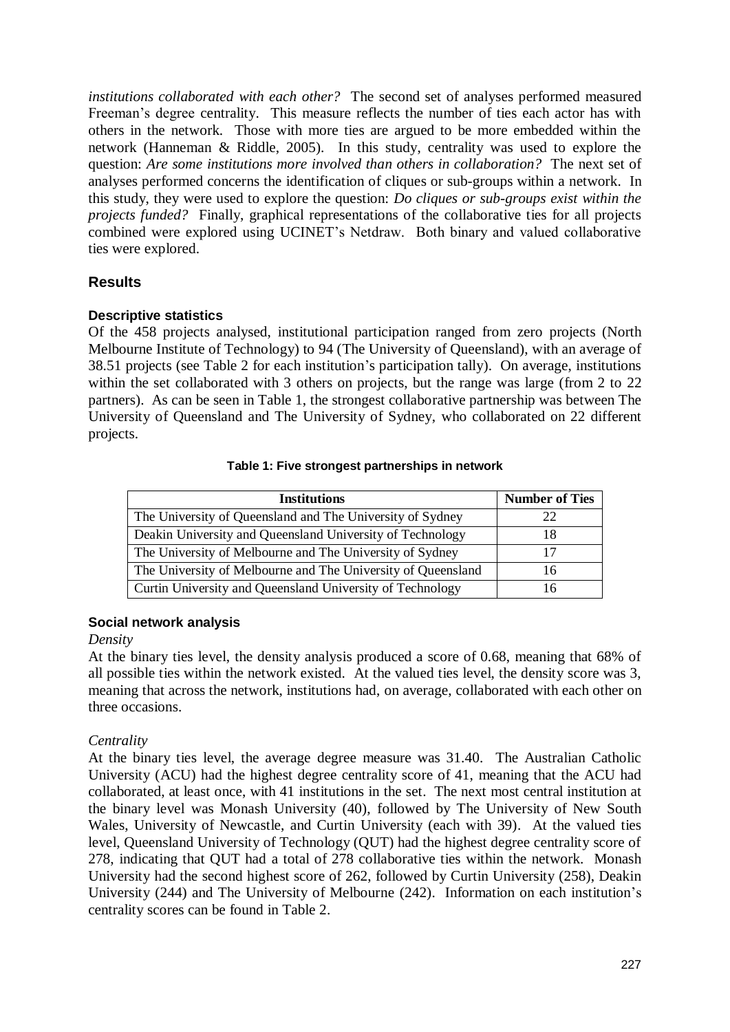*institutions collaborated with each other?* The second set of analyses performed measured Freeman's degree centrality. This measure reflects the number of ties each actor has with others in the network. Those with more ties are argued to be more embedded within the network (Hanneman & Riddle, 2005). In this study, centrality was used to explore the question: *Are some institutions more involved than others in collaboration?* The next set of analyses performed concerns the identification of cliques or sub-groups within a network. In this study, they were used to explore the question: *Do cliques or sub-groups exist within the projects funded?* Finally, graphical representations of the collaborative ties for all projects combined were explored using UCINET's Netdraw. Both binary and valued collaborative ties were explored.

## Results

### Descriptive statistics

Of the 458 projects analysed, institutional participation ranged from zero projects (North Melbourne Institute of Technology) to 94 (The University of Queensland), with an average of 38.51 projects (see Table 2 for each institution's participation tally). On average, institutions within the set collaborated with 3 others on projects, but the range was large (from 2 to 22 partners). As can be seen in Table 1, the strongest collaborative partnership was between The University of Queensland and The University of Sydney, who collaborated on 22 different projects.

**Table 1: Five strongest partnerships in network**

| Institutions | Number of Ties |
|---|---|
| The University of Queensland and The University of Sydney | 22 |
| Deakin University and Queensland University of Technology | 18 |
| The University of Melbourne and The University of Sydney | 17 |
| The University of Melbourne and The University of Queensland | 16 |
| Curtin University and Queensland University of Technology | 16 |

### Social network analysis

*Density*

At the binary ties level, the density analysis produced a score of 0.68, meaning that 68% of all possible ties within the network existed. At the valued ties level, the density score was 3, meaning that across the network, institutions had, on average, collaborated with each other on three occasions.

*Centrality*

At the binary ties level, the average degree measure was 31.40. The Australian Catholic University (ACU) had the highest degree centrality score of 41, meaning that the ACU had collaborated, at least once, with 41 institutions in the set. The next most central institution at the binary level was Monash University (40), followed by The University of New South Wales, University of Newcastle, and Curtin University (each with 39). At the valued ties level, Queensland University of Technology (QUT) had the highest degree centrality score of 278, indicating that QUT had a total of 278 collaborative ties within the network. Monash University had the second highest score of 262, followed by Curtin University (258), Deakin University (244) and The University of Melbourne (242). Information on each institution's centrality scores can be found in Table 2.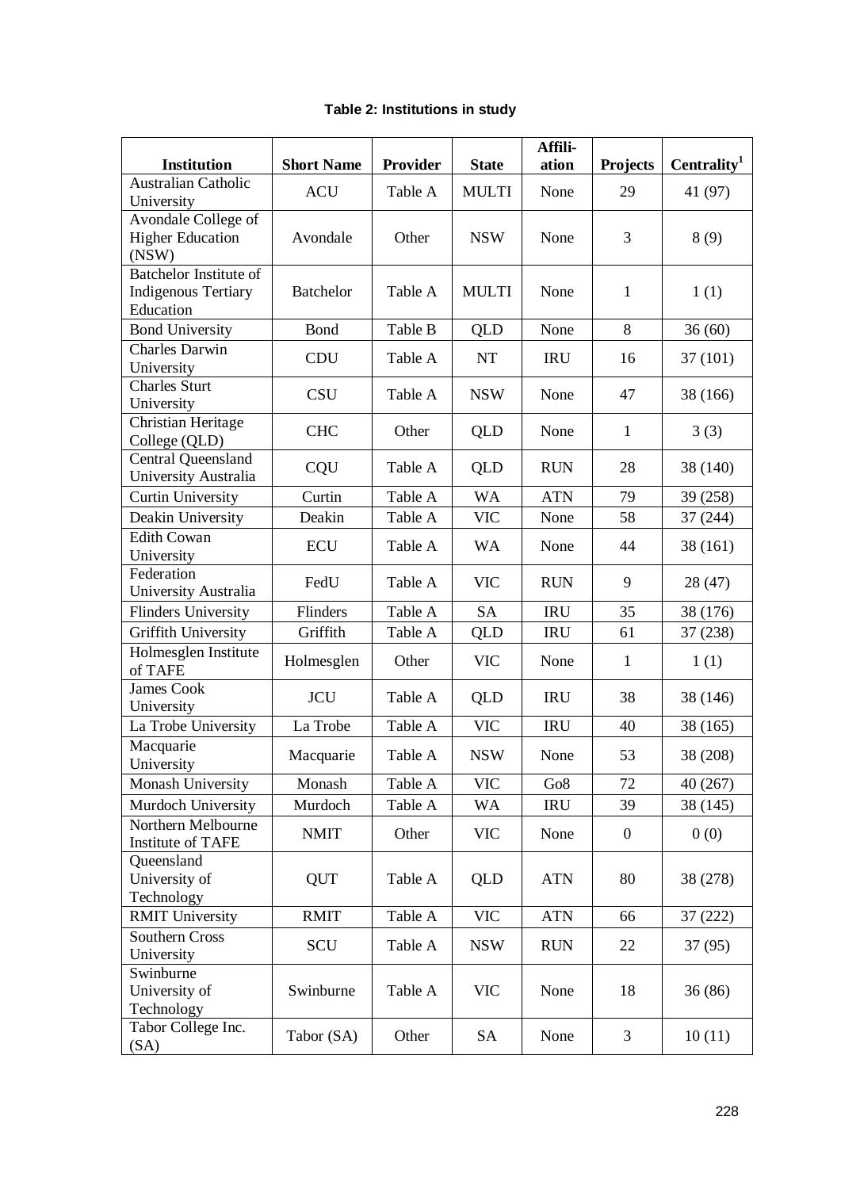**Table 2: Institutions in study**

| Institution | Short Name | Provider | State | Affiliation | Projects | Centrality[1] |
|---|---|---|---|---|---|---|
| Australian Catholic University | ACU | Table A | MULTI | None | 29 | 41 (97) |
| Avondale College of Higher Education (NSW) | Avondale | Other | NSW | None | 3 | 8 (9) |
| Batchelor Institute of Indigenous Tertiary Education | Batchelor | Table A | MULTI | None | 1 | 1 (1) |
| Bond University | Bond | Table B | QLD | None | 8 | 36 (60) |
| Charles Darwin University | CDU | Table A | NT | IRU | 16 | 37 (101) |
| Charles Sturt University | CSU | Table A | NSW | None | 47 | 38 (166) |
| Christian Heritage College (QLD) | CHC | Other | QLD | None | 1 | 3 (3) |
| Central Queensland University Australia | CQU | Table A | QLD | RUN | 28 | 38 (140) |
| Curtin University | Curtin | Table A | WA | ATN | 79 | 39 (258) |
| Deakin University | Deakin | Table A | VIC | None | 58 | 37 (244) |
| Edith Cowan University | ECU | Table A | WA | None | 44 | 38 (161) |
| Federation University Australia | FedU | Table A | VIC | RUN | 9 | 28 (47) |
| Flinders University | Flinders | Table A | SA | IRU | 35 | 38 (176) |
| Griffith University | Griffith | Table A | QLD | IRU | 61 | 37 (238) |
| Holmesglen Institute of TAFE | Holmesglen | Other | VIC | None | 1 | 1 (1) |
| James Cook University | JCU | Table A | QLD | IRU | 38 | 38 (146) |
| La Trobe University | La Trobe | Table A | VIC | IRU | 40 | 38 (165) |
| Macquarie University | Macquarie | Table A | NSW | None | 53 | 38 (208) |
| Monash University | Monash | Table A | VIC | Go8 | 72 | 40 (267) |
| Murdoch University | Murdoch | Table A | WA | IRU | 39 | 38 (145) |
| Northern Melbourne Institute of TAFE | NMIT | Other | VIC | None | 0 | 0 (0) |
| Queensland University of Technology | QUT | Table A | QLD | ATN | 80 | 38 (278) |
| RMIT University | RMIT | Table A | VIC | ATN | 66 | 37 (222) |
| Southern Cross University | SCU | Table A | NSW | RUN | 22 | 37 (95) |
| Swinburne University of Technology | Swinburne | Table A | VIC | None | 18 | 36 (86) |
| Tabor College Inc. (SA) | Tabor (SA) | Other | SA | None | 3 | 10 (11) |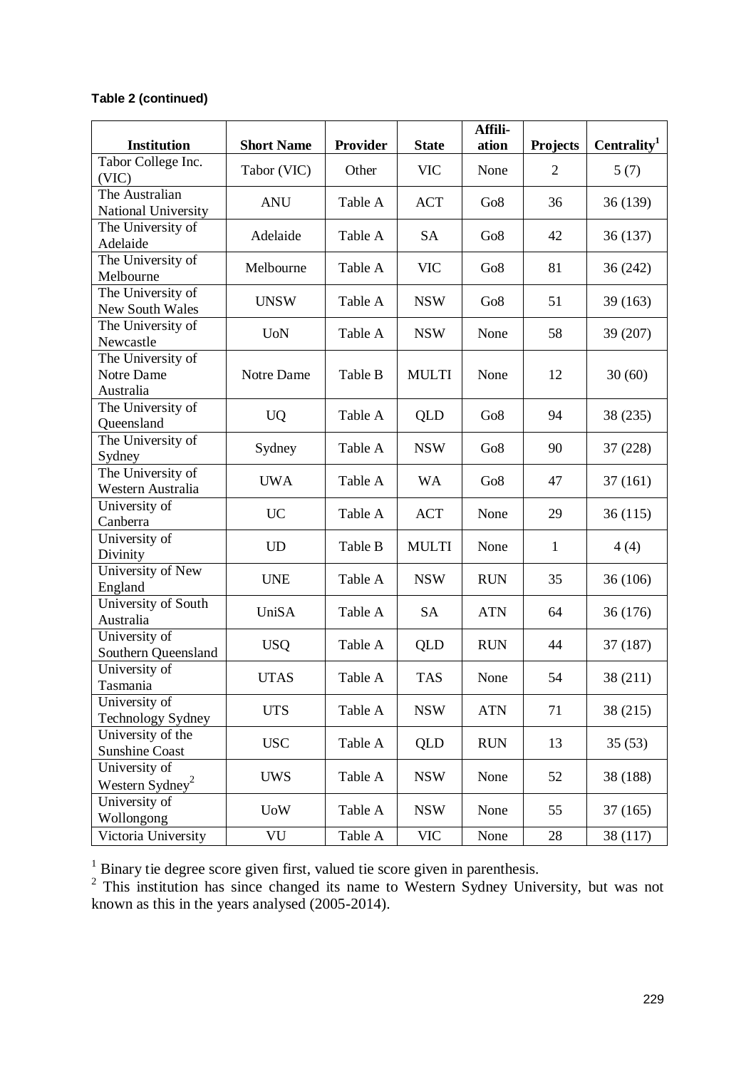**Table 2 (continued)**

| Institution | Short Name | Provider | State | Affili-ation | Projects | Centrality[1] |
|---|---|---|---|---|---|---|
| Tabor College Inc. (VIC) | Tabor (VIC) | Other | VIC | None | 2 | 5 (7) |
| The Australian National University | ANU | Table A | ACT | Go8 | 36 | 36 (139) |
| The University of Adelaide | Adelaide | Table A | SA | Go8 | 42 | 36 (137) |
| The University of Melbourne | Melbourne | Table A | VIC | Go8 | 81 | 36 (242) |
| The University of New South Wales | UNSW | Table A | NSW | Go8 | 51 | 39 (163) |
| The University of Newcastle | UoN | Table A | NSW | None | 58 | 39 (207) |
| The University of Notre Dame Australia | Notre Dame | Table B | MULTI | None | 12 | 30 (60) |
| The University of Queensland | UQ | Table A | QLD | Go8 | 94 | 38 (235) |
| The University of Sydney | Sydney | Table A | NSW | Go8 | 90 | 37 (228) |
| The University of Western Australia | UWA | Table A | WA | Go8 | 47 | 37 (161) |
| University of Canberra | UC | Table A | ACT | None | 29 | 36 (115) |
| University of Divinity | UD | Table B | MULTI | None | 1 | 4 (4) |
| University of New England | UNE | Table A | NSW | RUN | 35 | 36 (106) |
| University of South Australia | UniSA | Table A | SA | ATN | 64 | 36 (176) |
| University of Southern Queensland | USQ | Table A | QLD | RUN | 44 | 37 (187) |
| University of Tasmania | UTAS | Table A | TAS | None | 54 | 38 (211) |
| University of Technology Sydney | UTS | Table A | NSW | ATN | 71 | 38 (215) |
| University of the Sunshine Coast | USC | Table A | QLD | RUN | 13 | 35 (53) |
| University of Western Sydney[2] | UWS | Table A | NSW | None | 52 | 38 (188) |
| University of Wollongong | UoW | Table A | NSW | None | 55 | 37 (165) |
| Victoria University | VU | Table A | VIC | None | 28 | 38 (117) |

[1] Binary tie degree score given first, valued tie score given in parenthesis.

[2] This institution has since changed its name to Western Sydney University, but was not known as this in the years analysed (2005-2014).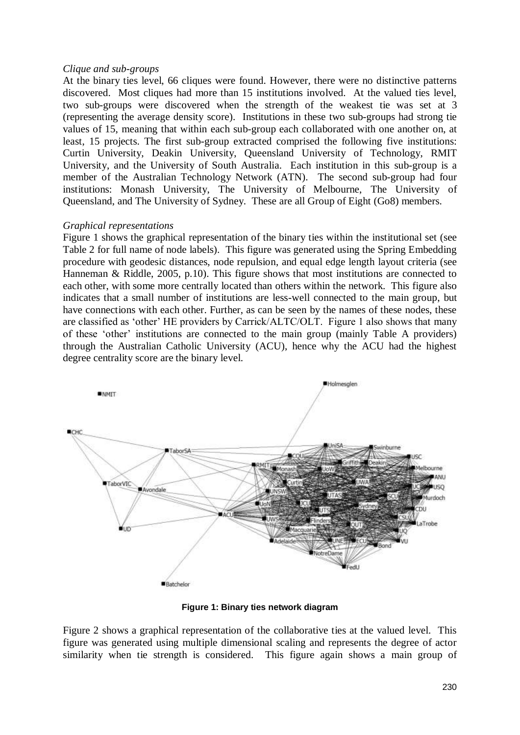*Clique and sub-groups*

At the binary ties level, 66 cliques were found. However, there were no distinctive patterns discovered. Most cliques had more than 15 institutions involved. At the valued ties level, two sub-groups were discovered when the strength of the weakest tie was set at 3 (representing the average density score). Institutions in these two sub-groups had strong tie values of 15, meaning that within each sub-group each collaborated with one another on, at least, 15 projects. The first sub-group extracted comprised the following five institutions: Curtin University, Deakin University, Queensland University of Technology, RMIT University, and the University of South Australia. Each institution in this sub-group is a member of the Australian Technology Network (ATN). The second sub-group had four institutions: Monash University, The University of Melbourne, The University of Queensland, and The University of Sydney. These are all Group of Eight (Go8) members.

*Graphical representations*

Figure 1 shows the graphical representation of the binary ties within the institutional set (see Table 2 for full name of node labels). This figure was generated using the Spring Embedding procedure with geodesic distances, node repulsion, and equal edge length layout criteria (see Hanneman & Riddle, 2005, p.10). This figure shows that most institutions are connected to each other, with some more centrally located than others within the network. This figure also indicates that a small number of institutions are less-well connected to the main group, but have connections with each other. Further, as can be seen by the names of these nodes, these are classified as 'other' HE providers by Carrick/ALTC/OLT. Figure 1 also shows that many of these 'other' institutions are connected to the main group (mainly Table A providers) through the Australian Catholic University (ACU), hence why the ACU had the highest degree centrality score are the binary level.

**Figure 1: Binary ties network diagram**

Figure 2 shows a graphical representation of the collaborative ties at the valued level. This figure was generated using multiple dimensional scaling and represents the degree of actor similarity when tie strength is considered. This figure again shows a main group of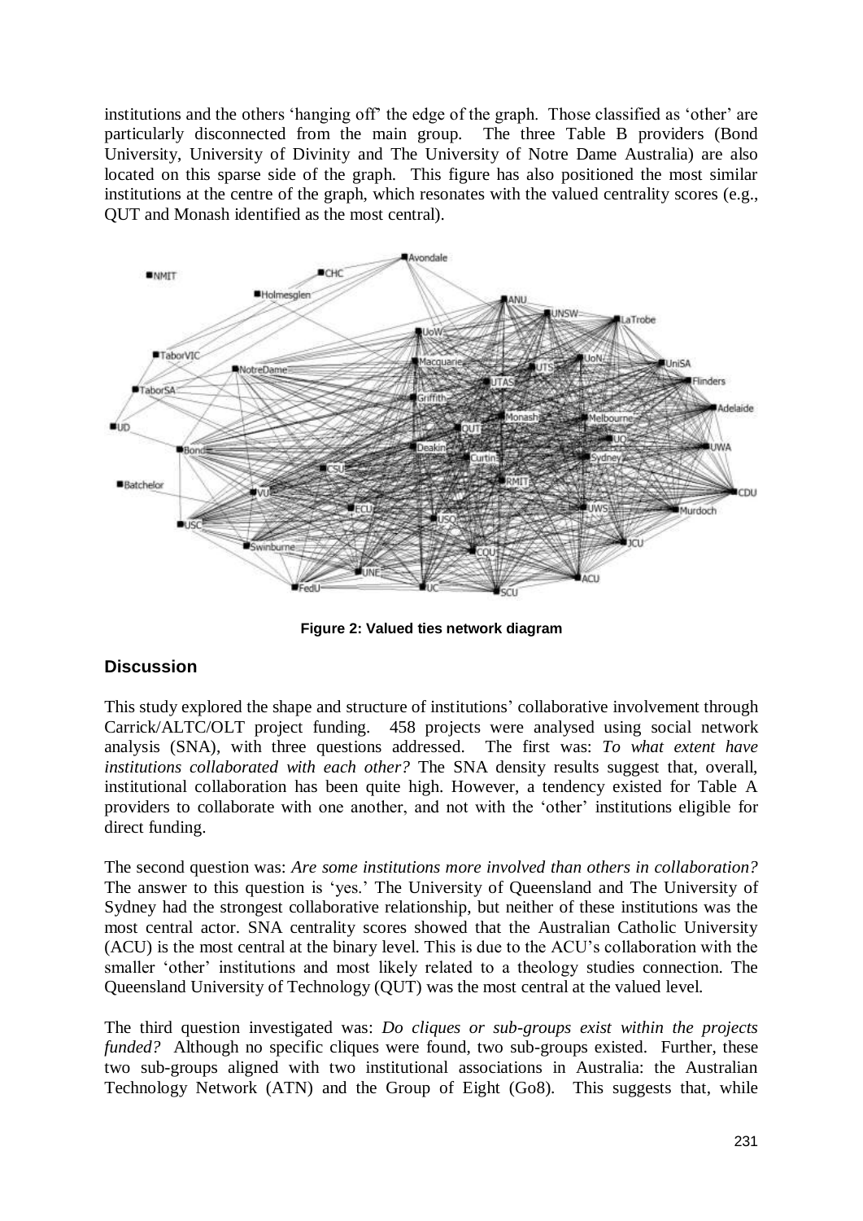institutions and the others 'hanging off' the edge of the graph. Those classified as 'other' are particularly disconnected from the main group. The three Table B providers (Bond University, University of Divinity and The University of Notre Dame Australia) are also located on this sparse side of the graph. This figure has also positioned the most similar institutions at the centre of the graph, which resonates with the valued centrality scores (e.g., QUT and Monash identified as the most central).

**Figure 2: Valued ties network diagram**

## Discussion

This study explored the shape and structure of institutions' collaborative involvement through Carrick/ALTC/OLT project funding. 458 projects were analysed using social network analysis (SNA), with three questions addressed. The first was: *To what extent have institutions collaborated with each other?* The SNA density results suggest that, overall, institutional collaboration has been quite high. However, a tendency existed for Table A providers to collaborate with one another, and not with the 'other' institutions eligible for direct funding.

The second question was: *Are some institutions more involved than others in collaboration?* The answer to this question is 'yes.' The University of Queensland and The University of Sydney had the strongest collaborative relationship, but neither of these institutions was the most central actor. SNA centrality scores showed that the Australian Catholic University (ACU) is the most central at the binary level. This is due to the ACU's collaboration with the smaller 'other' institutions and most likely related to a theology studies connection. The Queensland University of Technology (QUT) was the most central at the valued level.

The third question investigated was: *Do cliques or sub-groups exist within the projects funded?* Although no specific cliques were found, two sub-groups existed. Further, these two sub-groups aligned with two institutional associations in Australia: the Australian Technology Network (ATN) and the Group of Eight (Go8). This suggests that, while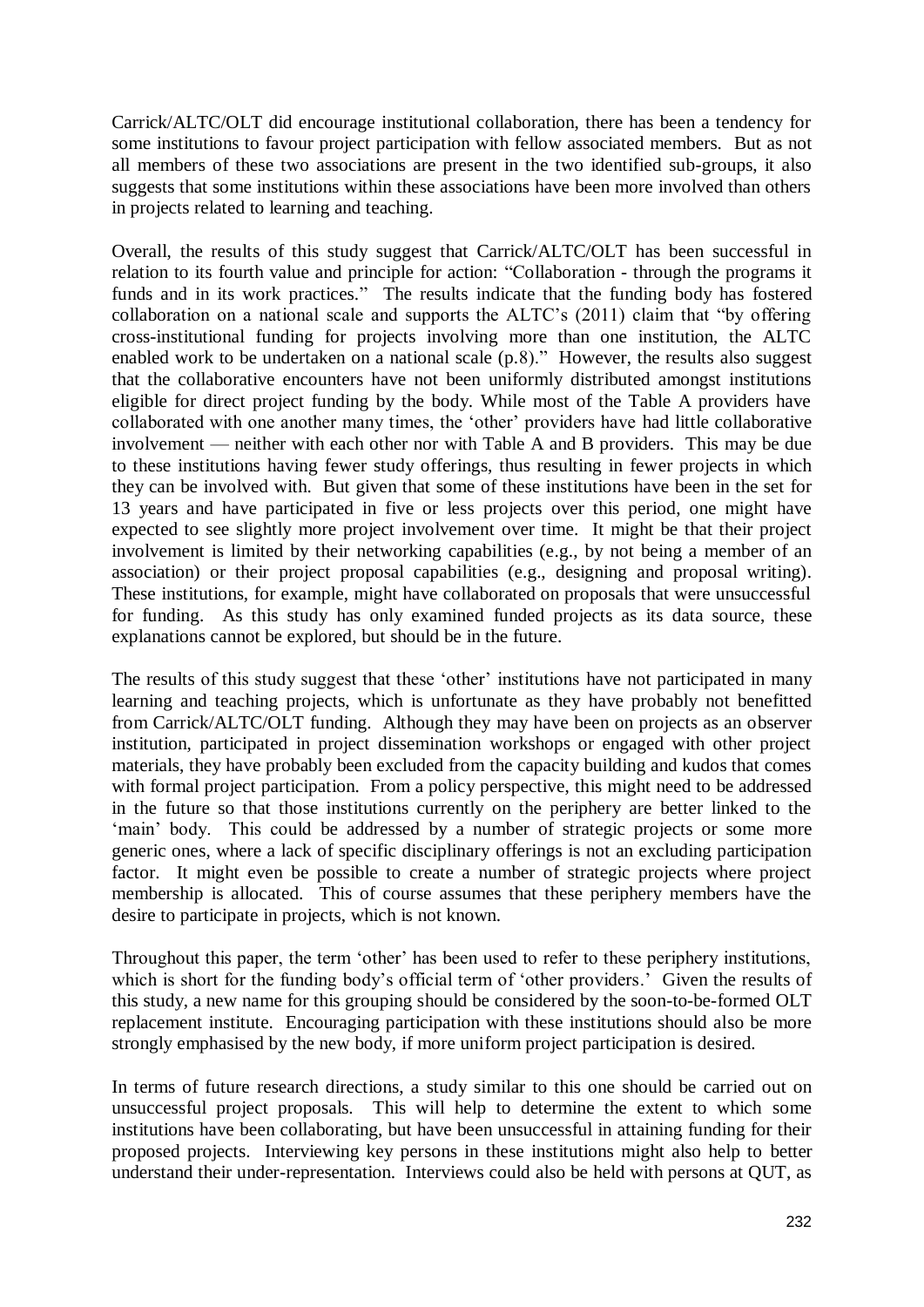Carrick/ALTC/OLT did encourage institutional collaboration, there has been a tendency for some institutions to favour project participation with fellow associated members. But as not all members of these two associations are present in the two identified sub-groups, it also suggests that some institutions within these associations have been more involved than others in projects related to learning and teaching.

Overall, the results of this study suggest that Carrick/ALTC/OLT has been successful in relation to its fourth value and principle for action: "Collaboration - through the programs it funds and in its work practices." The results indicate that the funding body has fostered collaboration on a national scale and supports the ALTC's (2011) claim that "by offering cross-institutional funding for projects involving more than one institution, the ALTC enabled work to be undertaken on a national scale (p.8)." However, the results also suggest that the collaborative encounters have not been uniformly distributed amongst institutions eligible for direct project funding by the body. While most of the Table A providers have collaborated with one another many times, the 'other' providers have had little collaborative involvement — neither with each other nor with Table A and B providers. This may be due to these institutions having fewer study offerings, thus resulting in fewer projects in which they can be involved with. But given that some of these institutions have been in the set for 13 years and have participated in five or less projects over this period, one might have expected to see slightly more project involvement over time. It might be that their project involvement is limited by their networking capabilities (e.g., by not being a member of an association) or their project proposal capabilities (e.g., designing and proposal writing). These institutions, for example, might have collaborated on proposals that were unsuccessful for funding. As this study has only examined funded projects as its data source, these explanations cannot be explored, but should be in the future.

The results of this study suggest that these 'other' institutions have not participated in many learning and teaching projects, which is unfortunate as they have probably not benefitted from Carrick/ALTC/OLT funding. Although they may have been on projects as an observer institution, participated in project dissemination workshops or engaged with other project materials, they have probably been excluded from the capacity building and kudos that comes with formal project participation. From a policy perspective, this might need to be addressed in the future so that those institutions currently on the periphery are better linked to the 'main' body. This could be addressed by a number of strategic projects or some more generic ones, where a lack of specific disciplinary offerings is not an excluding participation factor. It might even be possible to create a number of strategic projects where project membership is allocated. This of course assumes that these periphery members have the desire to participate in projects, which is not known.

Throughout this paper, the term 'other' has been used to refer to these periphery institutions, which is short for the funding body's official term of 'other providers.' Given the results of this study, a new name for this grouping should be considered by the soon-to-be-formed OLT replacement institute. Encouraging participation with these institutions should also be more strongly emphasised by the new body, if more uniform project participation is desired.

In terms of future research directions, a study similar to this one should be carried out on unsuccessful project proposals. This will help to determine the extent to which some institutions have been collaborating, but have been unsuccessful in attaining funding for their proposed projects. Interviewing key persons in these institutions might also help to better understand their under-representation. Interviews could also be held with persons at QUT, as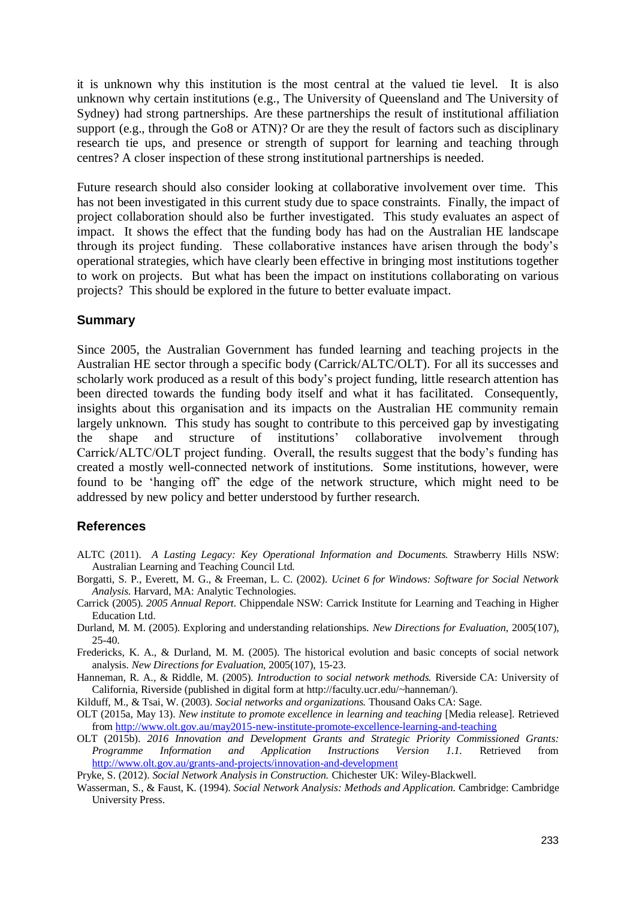it is unknown why this institution is the most central at the valued tie level. It is also unknown why certain institutions (e.g., The University of Queensland and The University of Sydney) had strong partnerships. Are these partnerships the result of institutional affiliation support (e.g., through the Go8 or ATN)? Or are they the result of factors such as disciplinary research tie ups, and presence or strength of support for learning and teaching through centres? A closer inspection of these strong institutional partnerships is needed.

Future research should also consider looking at collaborative involvement over time. This has not been investigated in this current study due to space constraints. Finally, the impact of project collaboration should also be further investigated. This study evaluates an aspect of impact. It shows the effect that the funding body has had on the Australian HE landscape through its project funding. These collaborative instances have arisen through the body's operational strategies, which have clearly been effective in bringing most institutions together to work on projects. But what has been the impact on institutions collaborating on various projects? This should be explored in the future to better evaluate impact.

## Summary

Since 2005, the Australian Government has funded learning and teaching projects in the Australian HE sector through a specific body (Carrick/ALTC/OLT). For all its successes and scholarly work produced as a result of this body's project funding, little research attention has been directed towards the funding body itself and what it has facilitated. Consequently, insights about this organisation and its impacts on the Australian HE community remain largely unknown. This study has sought to contribute to this perceived gap by investigating the shape and structure of institutions' collaborative involvement through Carrick/ALTC/OLT project funding. Overall, the results suggest that the body's funding has created a mostly well-connected network of institutions. Some institutions, however, were found to be 'hanging off' the edge of the network structure, which might need to be addressed by new policy and better understood by further research.

## References

ALTC (2011). *A Lasting Legacy: Key Operational Information and Documents.* Strawberry Hills NSW: Australian Learning and Teaching Council Ltd.

Borgatti, S. P., Everett, M. G., & Freeman, L. C. (2002). *Ucinet 6 for Windows: Software for Social Network Analysis.* Harvard, MA: Analytic Technologies.

Carrick (2005). *2005 Annual Report.* Chippendale NSW: Carrick Institute for Learning and Teaching in Higher Education Ltd.

Durland, M. M. (2005). Exploring and understanding relationships. *New Directions for Evaluation*, 2005(107), 25-40.

Fredericks, K. A., & Durland, M. M. (2005). The historical evolution and basic concepts of social network analysis. *New Directions for Evaluation*, 2005(107), 15-23.

Hanneman, R. A., & Riddle, M. (2005). *Introduction to social network methods.* Riverside CA: University of California, Riverside (published in digital form at http://faculty.ucr.edu/~hanneman/).

Kilduff, M., & Tsai, W. (2003). *Social networks and organizations.* Thousand Oaks CA: Sage.

OLT (2015a, May 13). *New institute to promote excellence in learning and teaching* [Media release]. Retrieved from http://www.olt.gov.au/may2015-new-institute-promote-excellence-learning-and-teaching

OLT (2015b). *2016 Innovation and Development Grants and Strategic Priority Commissioned Grants: Programme Information and Application Instructions Version 1.1.* Retrieved from http://www.olt.gov.au/grants-and-projects/innovation-and-development

Pryke, S. (2012). *Social Network Analysis in Construction.* Chichester UK: Wiley-Blackwell.

Wasserman, S., & Faust, K. (1994). *Social Network Analysis: Methods and Application.* Cambridge: Cambridge University Press.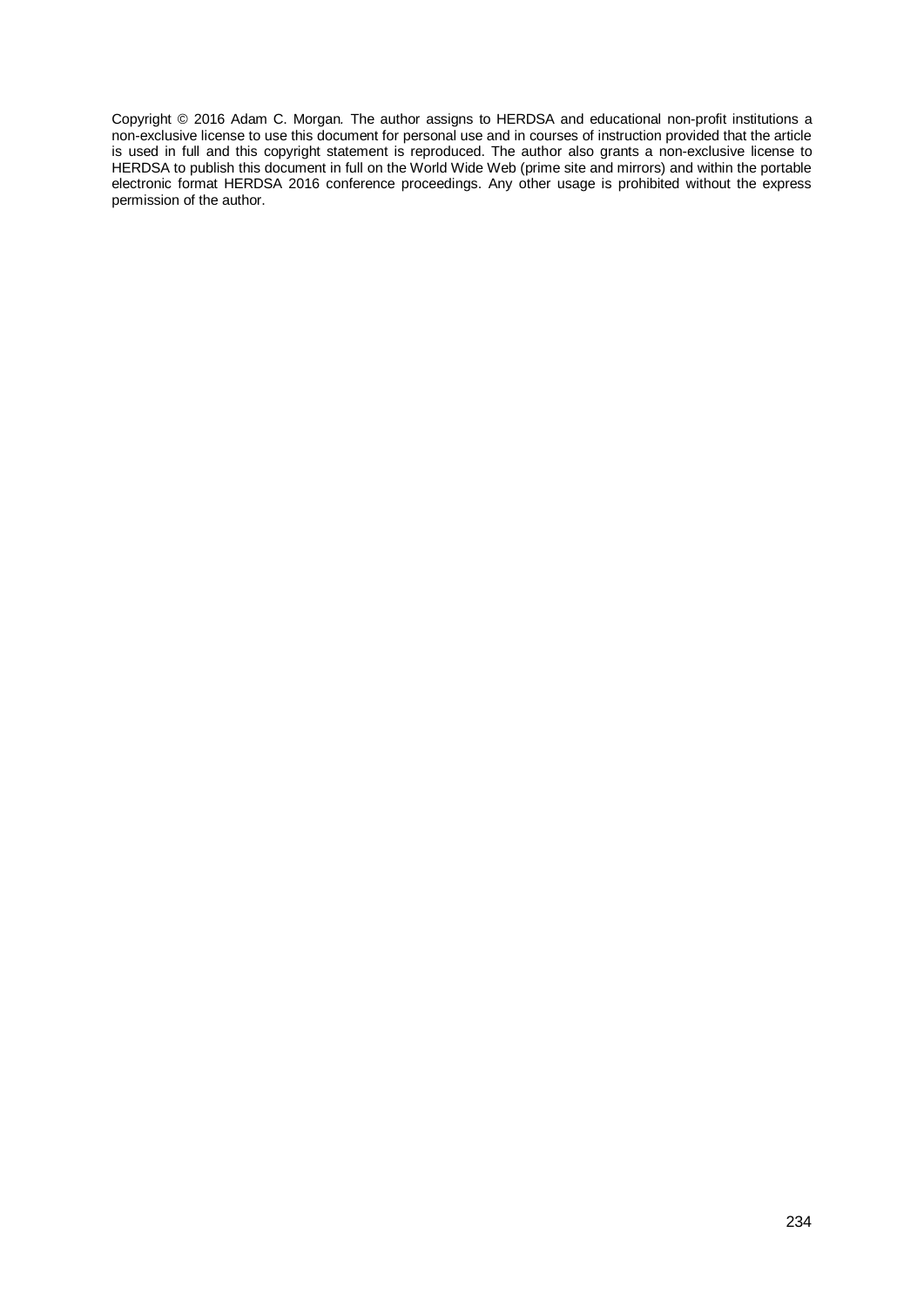Copyright © 2016 Adam C. Morgan. The author assigns to HERDSA and educational non-profit institutions a non-exclusive license to use this document for personal use and in courses of instruction provided that the article is used in full and this copyright statement is reproduced. The author also grants a non-exclusive license to HERDSA to publish this document in full on the World Wide Web (prime site and mirrors) and within the portable electronic format HERDSA 2016 conference proceedings. Any other usage is prohibited without the express permission of the author.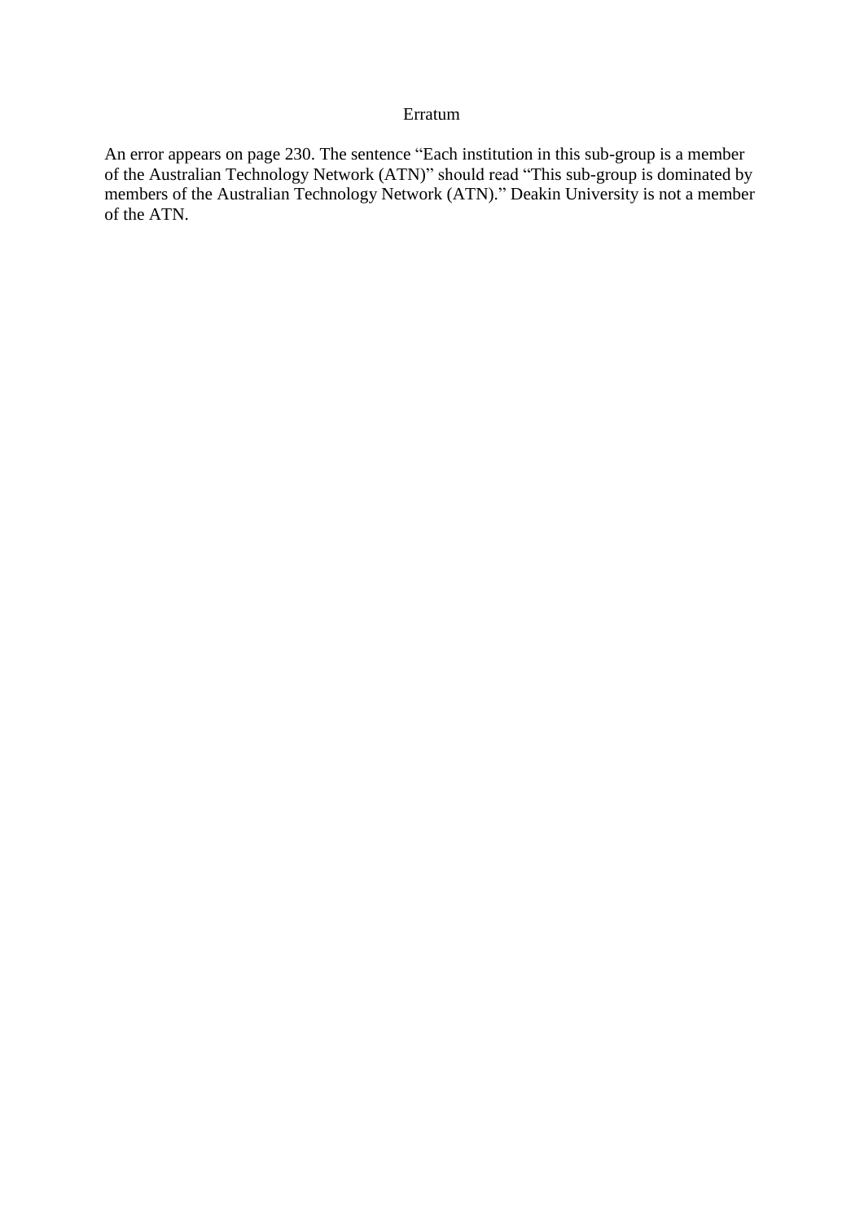# Erratum

An error appears on page 230. The sentence "Each institution in this sub-group is a member of the Australian Technology Network (ATN)" should read "This sub-group is dominated by members of the Australian Technology Network (ATN)." Deakin University is not a member of the ATN.